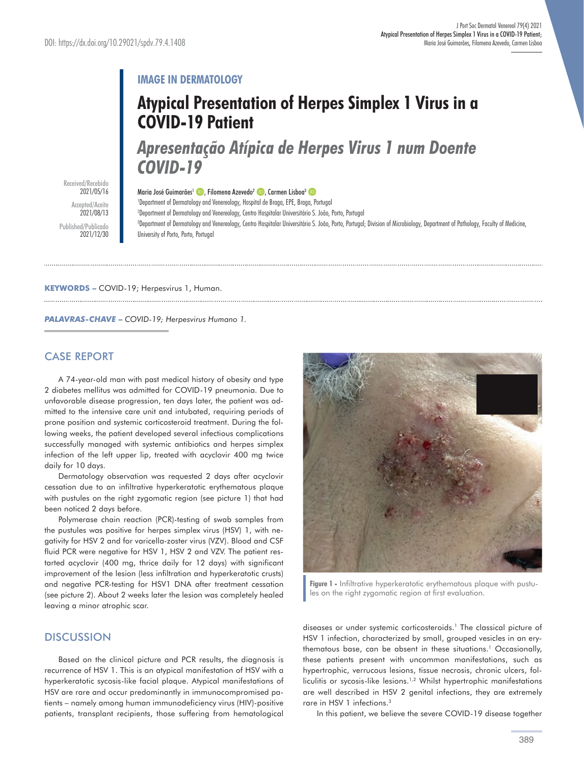DOI: https://dx.doi.org/10.29021/spdv.79.4.1408

**IMAGE IN DERMATOLOGY**

# Atypical Presentation of Herpes Simplex 1 Virus in a COVID-19 Patient

# *Apresentação Atípica de Herpes Virus 1 num Doente COVID-19*

Received/Recebido 2021/05/16
Accepted/Aceite 2021/08/13
Published/Publicado 2021/12/30

Maria José Guimarães[1], Filomena Azevedo[2], Carmen Lisboa[3]

[1]Department of Dermatology and Venereology, Hospital de Braga, EPE, Braga, Portugal
[2]Department of Dermatology and Venereology, Centro Hospitalar Universitário S. João, Porto, Portugal
[3]Department of Dermatology and Venereology, Centro Hospitalar Universitário S. João, Porto, Portugal; Division of Microbiology, Department of Pathology, Faculty of Medicine, University of Porto, Porto, Portugal

**KEYWORDS –** COVID-19; Herpesvirus 1, Human.

***PALAVRAS-CHAVE –*** *COVID-19; Herpesvirus Humano 1.*

## CASE REPORT

A 74-year-old man with past medical history of obesity and type 2 diabetes mellitus was admitted for COVID-19 pneumonia. Due to unfavorable disease progression, ten days later, the patient was admitted to the intensive care unit and intubated, requiring periods of prone position and systemic corticosteroid treatment. During the following weeks, the patient developed several infectious complications successfully managed with systemic antibiotics and herpes simplex infection of the left upper lip, treated with acyclovir 400 mg twice daily for 10 days.

Dermatology observation was requested 2 days after acyclovir cessation due to an infiltrative hyperkeratotic erythematous plaque with pustules on the right zygomatic region (see picture 1) that had been noticed 2 days before.

Polymerase chain reaction (PCR)-testing of swab samples from the pustules was positive for herpes simplex virus (HSV) 1, with negativity for HSV 2 and for varicella-zoster virus (VZV). Blood and CSF fluid PCR were negative for HSV 1, HSV 2 and VZV. The patient restarted acyclovir (400 mg, thrice daily for 12 days) with significant improvement of the lesion (less infiltration and hyperkeratotic crusts) and negative PCR-testing for HSV1 DNA after treatment cessation (see picture 2). About 2 weeks later the lesion was completely healed leaving a minor atrophic scar.

**Figure 1 -** Infiltrative hyperkeratotic erythematous plaque with pustules on the right zygomatic region at first evaluation.

## DISCUSSION

Based on the clinical picture and PCR results, the diagnosis is recurrence of HSV 1. This is an atypical manifestation of HSV with a hyperkeratotic sycosis-like facial plaque. Atypical manifestations of HSV are rare and occur predominantly in immunocompromised patients – namely among human immunodeficiency virus (HIV)-positive patients, transplant recipients, those suffering from hematological diseases or under systemic corticosteroids.[1] The classical picture of HSV 1 infection, characterized by small, grouped vesicles in an erythematous base, can be absent in these situations.[1] Occasionally, these patients present with uncommon manifestations, such as hypertrophic, verrucous lesions, tissue necrosis, chronic ulcers, folliculitis or sycosis-like lesions.[1,2] Whilst hypertrophic manifestations are well described in HSV 2 genital infections, they are extremely rare in HSV 1 infections.[3]

In this patient, we believe the severe COVID-19 disease together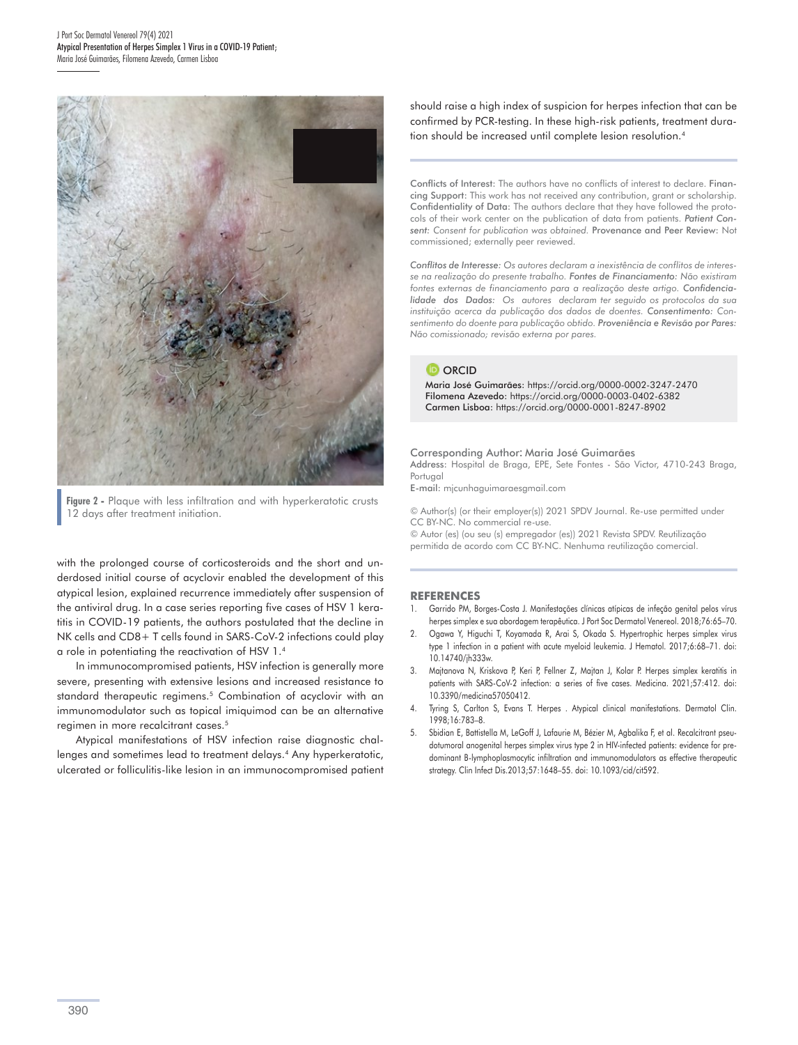**Figure 2 -** Plaque with less infiltration and with hyperkeratotic crusts 12 days after treatment initiation.

with the prolonged course of corticosteroids and the short and underdosed initial course of acyclovir enabled the development of this atypical lesion, explained recurrence immediately after suspension of the antiviral drug. In a case series reporting five cases of HSV 1 keratitis in COVID-19 patients, the authors postulated that the decline in NK cells and CD8+ T cells found in SARS-CoV-2 infections could play a role in potentiating the reactivation of HSV 1.[4]

In immunocompromised patients, HSV infection is generally more severe, presenting with extensive lesions and increased resistance to standard therapeutic regimens.[5] Combination of acyclovir with an immunomodulator such as topical imiquimod can be an alternative regimen in more recalcitrant cases.[5]

Atypical manifestations of HSV infection raise diagnostic challenges and sometimes lead to treatment delays.[4] Any hyperkeratotic, ulcerated or folliculitis-like lesion in an immunocompromised patient should raise a high index of suspicion for herpes infection that can be confirmed by PCR-testing. In these high-risk patients, treatment duration should be increased until complete lesion resolution.[4]

Conflicts of Interest: The authors have no conflicts of interest to declare. Financing Support: This work has not received any contribution, grant or scholarship. Confidentiality of Data: The authors declare that they have followed the protocols of their work center on the publication of data from patients. *Patient Consent: Consent for publication was obtained.* Provenance and Peer Review: Not commissioned; externally peer reviewed.

*Conflitos de Interesse: Os autores declaram a inexistência de conflitos de interesse na realização do presente trabalho. Fontes de Financiamento: Não existiram fontes externas de financiamento para a realização deste artigo. Confidencialidade dos Dados: Os autores declaram ter seguido os protocolos da sua instituição acerca da publicação dos dados de doentes. Consentimento: Consentimento do doente para publicação obtido. Proveniência e Revisão por Pares: Não comissionado; revisão externa por pares.*

**ORCID**

Maria José Guimarães: https://orcid.org/0000-0002-3247-2470
Filomena Azevedo: https://orcid.org/0000-0003-0402-6382
Carmen Lisboa: https://orcid.org/0000-0001-8247-8902

Corresponding Author: Maria José Guimarães
Address: Hospital de Braga, EPE, Sete Fontes - São Victor, 4710-243 Braga, Portugal
E-mail: mjcunhaguimaraesgmail.com

© Author(s) (or their employer(s)) 2021 SPDV Journal. Re-use permitted under CC BY-NC. No commercial re-use.
© Autor (es) (ou seu (s) empregador (es)) 2021 Revista SPDV. Reutilização permitida de acordo com CC BY-NC. Nenhuma reutilização comercial.

## REFERENCES

1. Garrido PM, Borges-Costa J. Manifestações clínicas atípicas de infeção genital pelos vírus herpes simplex e sua abordagem terapêutica. J Port Soc Dermatol Venereol. 2018;76:65–70.
2. Ogawa Y, Higuchi T, Koyamada R, Arai S, Okada S. Hypertrophic herpes simplex virus type 1 infection in a patient with acute myeloid leukemia. J Hematol. 2017;6:68–71. doi: 10.14740/jh333w.
3. Majtanova N, Kriskova P, Keri P, Fellner Z, Majtan J, Kolar P. Herpes simplex keratitis in patients with SARS-CoV-2 infection: a series of five cases. Medicina. 2021;57:412. doi: 10.3390/medicina57050412.
4. Tyring S, Carlton S, Evans T. Herpes . Atypical clinical manifestations. Dermatol Clin. 1998;16:783–8.
5. Sbidian E, Battistella M, LeGoff J, Lafaurie M, Bézier M, Agbalika F, et al. Recalcitrant pseudotumoral anogenital herpes simplex virus type 2 in HIV-infected patients: evidence for predominant B-lymphoplasmocytic infiltration and immunomodulators as effective therapeutic strategy. Clin Infect Dis.2013;57:1648–55. doi: 10.1093/cid/cit592.